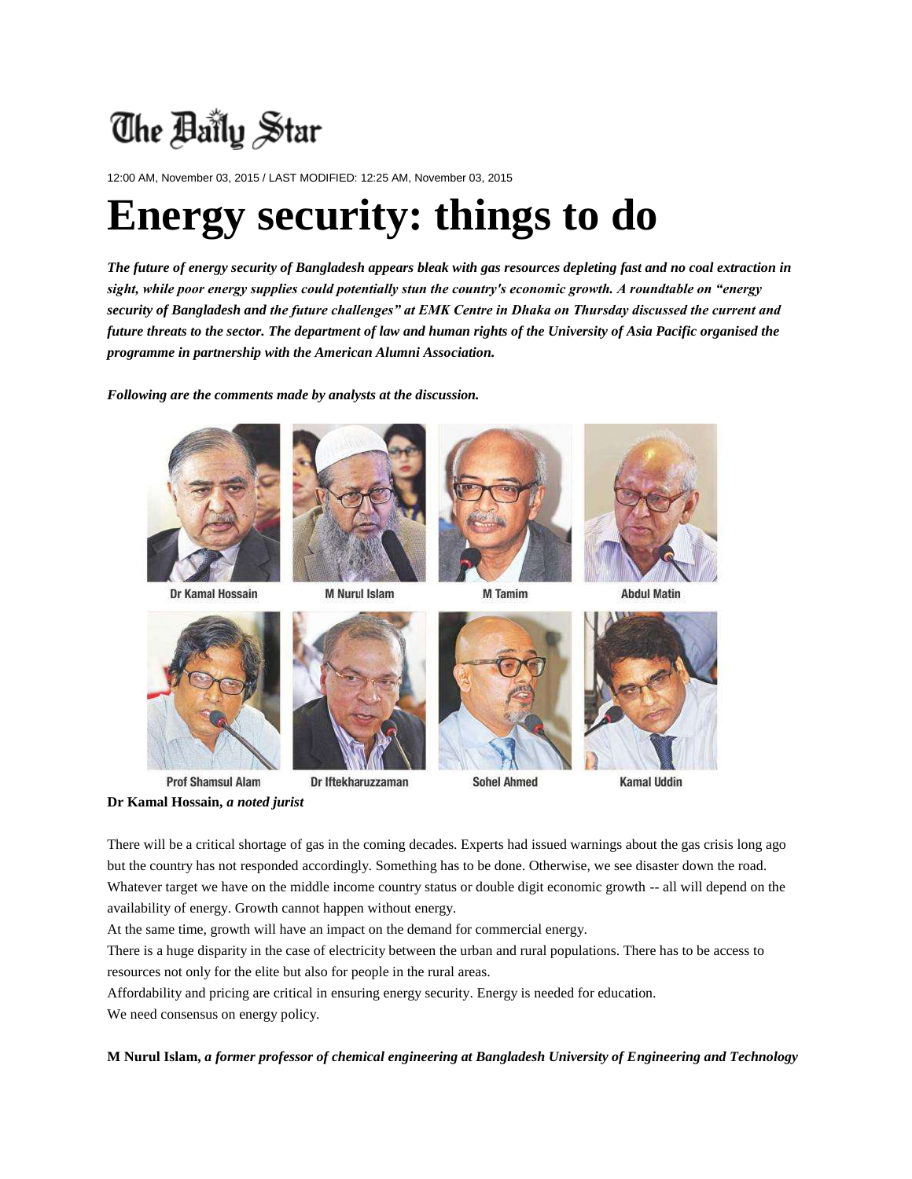The Daily Star

12:00 AM, November 03, 2015 / LAST MODIFIED: 12:25 AM, November 03, 2015

# Energy security: things to do

***The future of energy security of Bangladesh appears bleak with gas resources depleting fast and no coal extraction in sight, while poor energy supplies could potentially stun the country's economic growth. A roundtable on "energy security of Bangladesh and the future challenges" at EMK Centre in Dhaka on Thursday discussed the current and future threats to the sector. The department of law and human rights of the University of Asia Pacific organised the programme in partnership with the American Alumni Association.***

***Following are the comments made by analysts at the discussion.***

Dr Kamal Hossain | M Nurul Islam | M Tamim | Abdul Matin

Prof Shamsul Alam | Dr Iftekharuzzaman | Sohel Ahmed | Kamal Uddin

**Dr Kamal Hossain,** *a noted jurist*

There will be a critical shortage of gas in the coming decades. Experts had issued warnings about the gas crisis long ago but the country has not responded accordingly. Something has to be done. Otherwise, we see disaster down the road. Whatever target we have on the middle income country status or double digit economic growth -- all will depend on the availability of energy. Growth cannot happen without energy.

At the same time, growth will have an impact on the demand for commercial energy.

There is a huge disparity in the case of electricity between the urban and rural populations. There has to be access to resources not only for the elite but also for people in the rural areas.

Affordability and pricing are critical in ensuring energy security. Energy is needed for education.

We need consensus on energy policy.

**M Nurul Islam,** ***a former professor of chemical engineering at Bangladesh University of Engineering and Technology***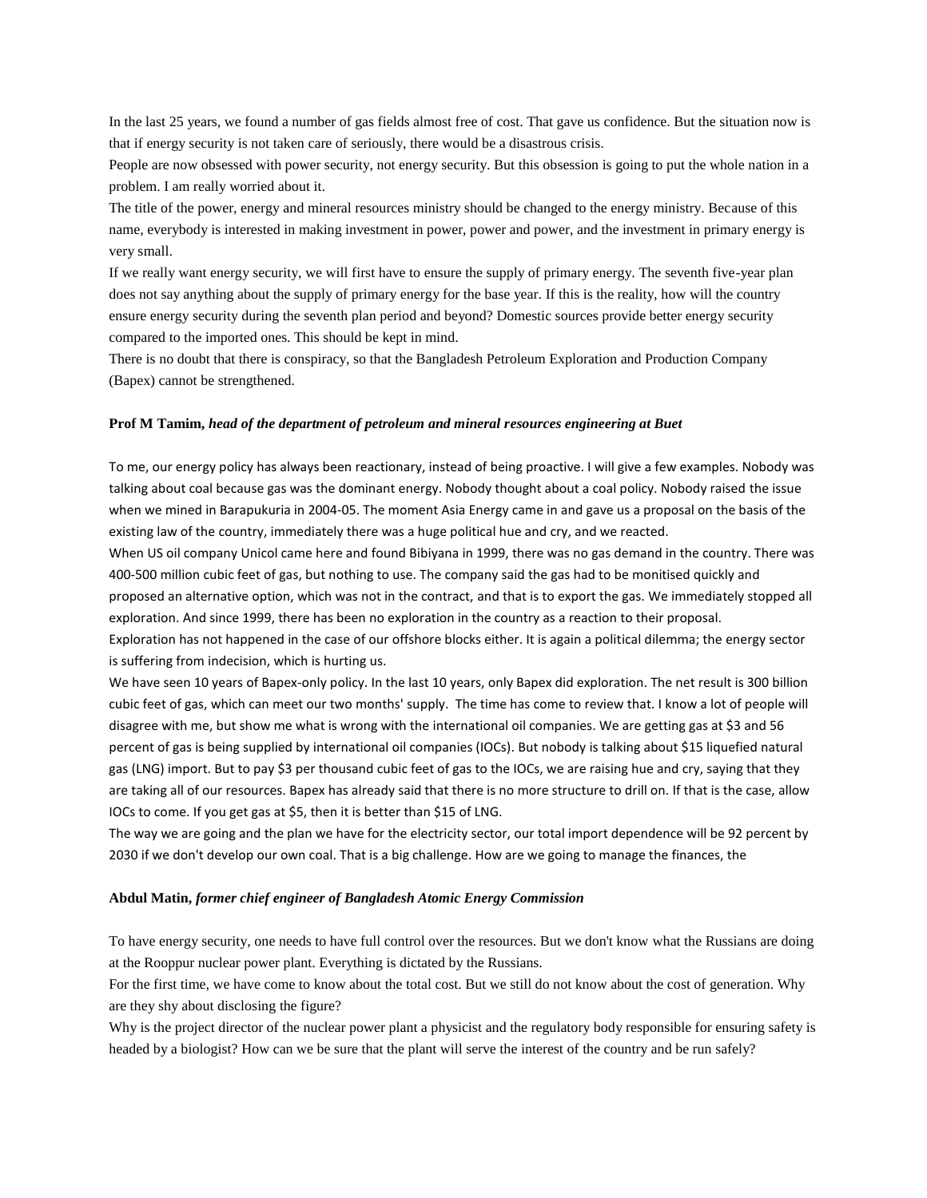In the last 25 years, we found a number of gas fields almost free of cost. That gave us confidence. But the situation now is that if energy security is not taken care of seriously, there would be a disastrous crisis.

People are now obsessed with power security, not energy security. But this obsession is going to put the whole nation in a problem. I am really worried about it.

The title of the power, energy and mineral resources ministry should be changed to the energy ministry. Because of this name, everybody is interested in making investment in power, power and power, and the investment in primary energy is very small.

If we really want energy security, we will first have to ensure the supply of primary energy. The seventh five-year plan does not say anything about the supply of primary energy for the base year. If this is the reality, how will the country ensure energy security during the seventh plan period and beyond? Domestic sources provide better energy security compared to the imported ones. This should be kept in mind.

There is no doubt that there is conspiracy, so that the Bangladesh Petroleum Exploration and Production Company (Bapex) cannot be strengthened.

**Prof M Tamim,** ***head of the department of petroleum and mineral resources engineering at Buet***

To me, our energy policy has always been reactionary, instead of being proactive. I will give a few examples. Nobody was talking about coal because gas was the dominant energy. Nobody thought about a coal policy. Nobody raised the issue when we mined in Barapukuria in 2004-05. The moment Asia Energy came in and gave us a proposal on the basis of the existing law of the country, immediately there was a huge political hue and cry, and we reacted.

When US oil company Unicol came here and found Bibiyana in 1999, there was no gas demand in the country. There was 400-500 million cubic feet of gas, but nothing to use. The company said the gas had to be monitised quickly and proposed an alternative option, which was not in the contract, and that is to export the gas. We immediately stopped all exploration. And since 1999, there has been no exploration in the country as a reaction to their proposal.

Exploration has not happened in the case of our offshore blocks either. It is again a political dilemma; the energy sector is suffering from indecision, which is hurting us.

We have seen 10 years of Bapex-only policy. In the last 10 years, only Bapex did exploration. The net result is 300 billion cubic feet of gas, which can meet our two months' supply. The time has come to review that. I know a lot of people will disagree with me, but show me what is wrong with the international oil companies. We are getting gas at $3 and 56 percent of gas is being supplied by international oil companies (IOCs). But nobody is talking about $15 liquefied natural gas (LNG) import. But to pay $3 per thousand cubic feet of gas to the IOCs, we are raising hue and cry, saying that they are taking all of our resources. Bapex has already said that there is no more structure to drill on. If that is the case, allow IOCs to come. If you get gas at $5, then it is better than $15 of LNG.

The way we are going and the plan we have for the electricity sector, our total import dependence will be 92 percent by 2030 if we don't develop our own coal. That is a big challenge. How are we going to manage the finances, the

**Abdul Matin,** ***former chief engineer of Bangladesh Atomic Energy Commission***

To have energy security, one needs to have full control over the resources. But we don't know what the Russians are doing at the Rooppur nuclear power plant. Everything is dictated by the Russians.

For the first time, we have come to know about the total cost. But we still do not know about the cost of generation. Why are they shy about disclosing the figure?

Why is the project director of the nuclear power plant a physicist and the regulatory body responsible for ensuring safety is headed by a biologist? How can we be sure that the plant will serve the interest of the country and be run safely?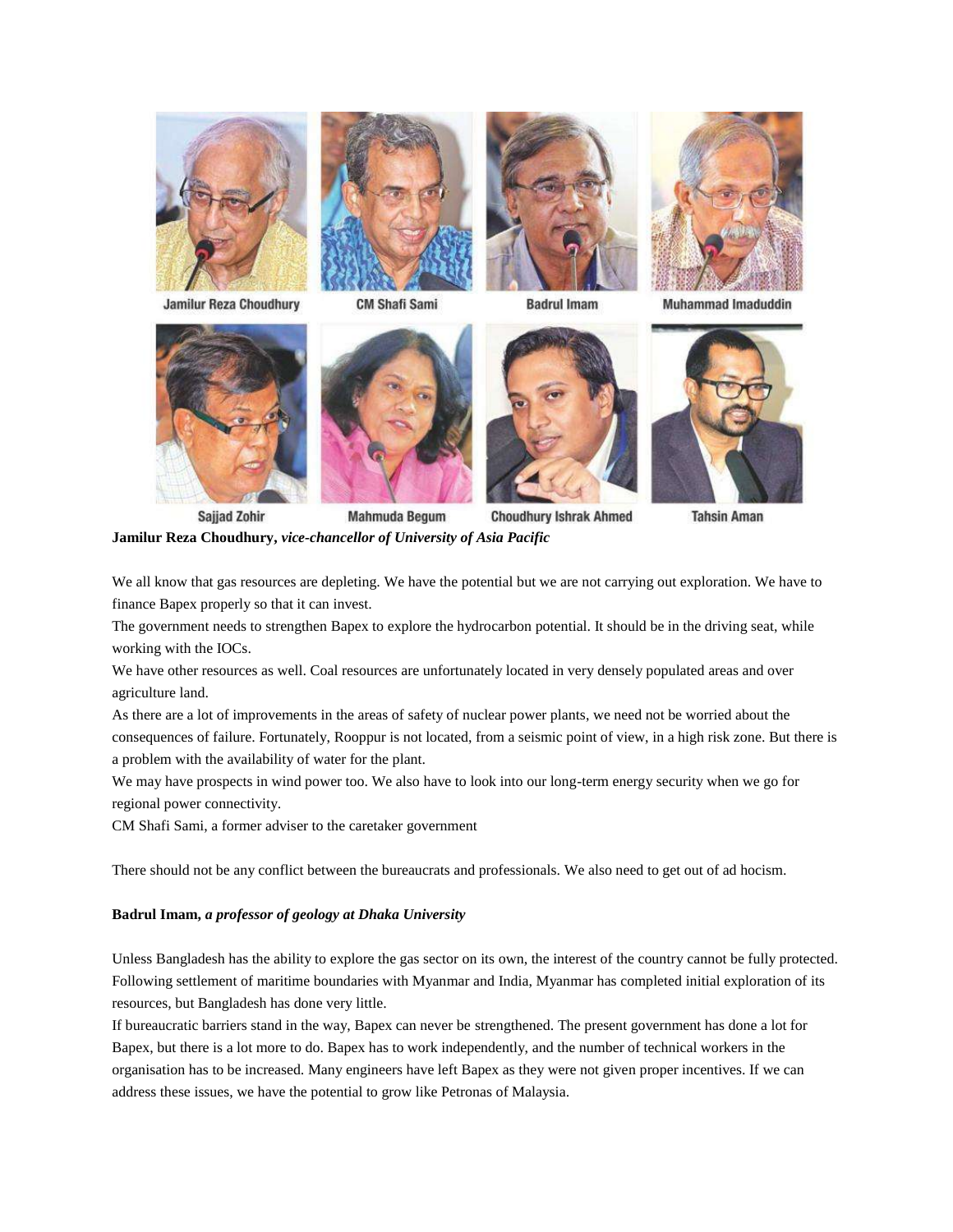Jamilur Reza Choudhury CM Shafi Sami Badrul Imam Muhammad Imaduddin

Sajjad Zohir Mahmuda Begum Choudhury Ishrak Ahmed Tahsin Aman

**Jamilur Reza Choudhury,** ***vice-chancellor of University of Asia Pacific***

We all know that gas resources are depleting. We have the potential but we are not carrying out exploration. We have to finance Bapex properly so that it can invest.

The government needs to strengthen Bapex to explore the hydrocarbon potential. It should be in the driving seat, while working with the IOCs.

We have other resources as well. Coal resources are unfortunately located in very densely populated areas and over agriculture land.

As there are a lot of improvements in the areas of safety of nuclear power plants, we need not be worried about the consequences of failure. Fortunately, Rooppur is not located, from a seismic point of view, in a high risk zone. But there is a problem with the availability of water for the plant.

We may have prospects in wind power too. We also have to look into our long-term energy security when we go for regional power connectivity.

CM Shafi Sami, a former adviser to the caretaker government

There should not be any conflict between the bureaucrats and professionals. We also need to get out of ad hocism.

**Badrul Imam,** ***a professor of geology at Dhaka University***

Unless Bangladesh has the ability to explore the gas sector on its own, the interest of the country cannot be fully protected. Following settlement of maritime boundaries with Myanmar and India, Myanmar has completed initial exploration of its resources, but Bangladesh has done very little.

If bureaucratic barriers stand in the way, Bapex can never be strengthened. The present government has done a lot for Bapex, but there is a lot more to do. Bapex has to work independently, and the number of technical workers in the organisation has to be increased. Many engineers have left Bapex as they were not given proper incentives. If we can address these issues, we have the potential to grow like Petronas of Malaysia.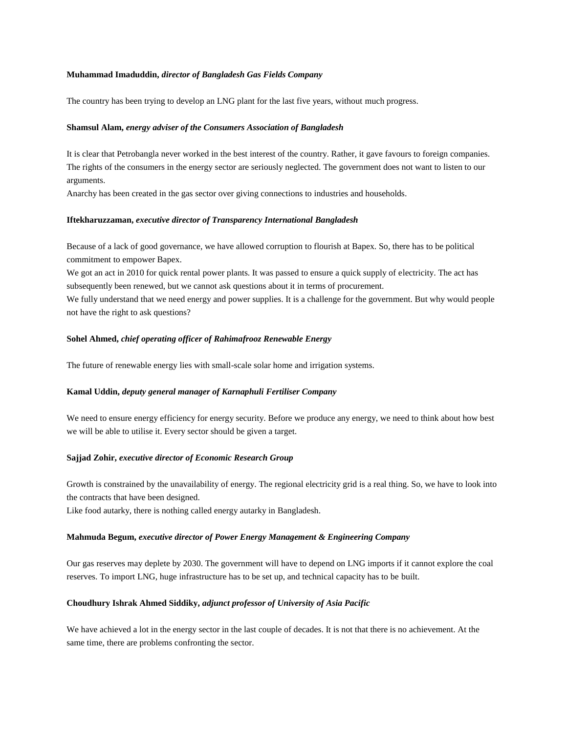**Muhammad Imaduddin,** ***director of Bangladesh Gas Fields Company***

The country has been trying to develop an LNG plant for the last five years, without much progress.

**Shamsul Alam,** ***energy adviser of the Consumers Association of Bangladesh***

It is clear that Petrobangla never worked in the best interest of the country. Rather, it gave favours to foreign companies. The rights of the consumers in the energy sector are seriously neglected. The government does not want to listen to our arguments.

Anarchy has been created in the gas sector over giving connections to industries and households.

**Iftekharuzzaman,** ***executive director of Transparency International Bangladesh***

Because of a lack of good governance, we have allowed corruption to flourish at Bapex. So, there has to be political commitment to empower Bapex.

We got an act in 2010 for quick rental power plants. It was passed to ensure a quick supply of electricity. The act has subsequently been renewed, but we cannot ask questions about it in terms of procurement.

We fully understand that we need energy and power supplies. It is a challenge for the government. But why would people not have the right to ask questions?

**Sohel Ahmed,** ***chief operating officer of Rahimafrooz Renewable Energy***

The future of renewable energy lies with small-scale solar home and irrigation systems.

**Kamal Uddin,** ***deputy general manager of Karnaphuli Fertiliser Company***

We need to ensure energy efficiency for energy security. Before we produce any energy, we need to think about how best we will be able to utilise it. Every sector should be given a target.

**Sajjad Zohir,** ***executive director of Economic Research Group***

Growth is constrained by the unavailability of energy. The regional electricity grid is a real thing. So, we have to look into the contracts that have been designed.

Like food autarky, there is nothing called energy autarky in Bangladesh.

**Mahmuda Begum,** ***executive director of Power Energy Management & Engineering Company***

Our gas reserves may deplete by 2030. The government will have to depend on LNG imports if it cannot explore the coal reserves. To import LNG, huge infrastructure has to be set up, and technical capacity has to be built.

**Choudhury Ishrak Ahmed Siddiky,** ***adjunct professor of University of Asia Pacific***

We have achieved a lot in the energy sector in the last couple of decades. It is not that there is no achievement. At the same time, there are problems confronting the sector.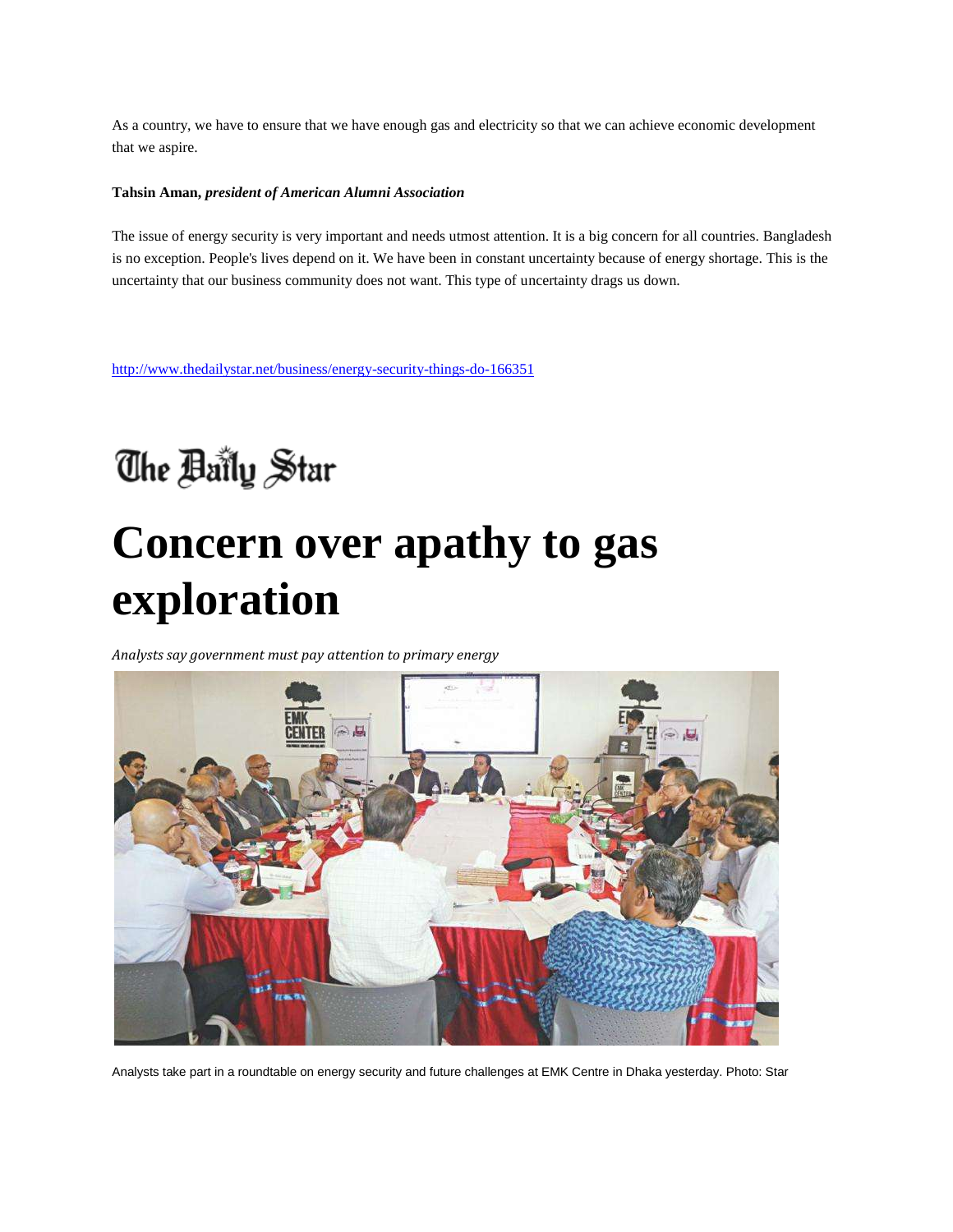As a country, we have to ensure that we have enough gas and electricity so that we can achieve economic development that we aspire.

**Tahsin Aman, *president of American Alumni Association***

The issue of energy security is very important and needs utmost attention. It is a big concern for all countries. Bangladesh is no exception. People's lives depend on it. We have been in constant uncertainty because of energy shortage. This is the uncertainty that our business community does not want. This type of uncertainty drags us down.

http://www.thedailystar.net/business/energy-security-things-do-166351

The Daily Star

# Concern over apathy to gas exploration

*Analysts say government must pay attention to primary energy*

Analysts take part in a roundtable on energy security and future challenges at EMK Centre in Dhaka yesterday. Photo: Star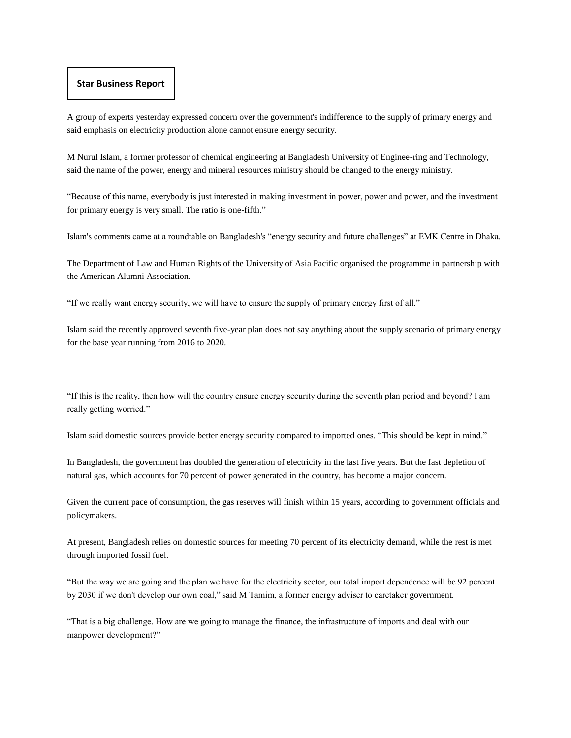**Star Business Report**

A group of experts yesterday expressed concern over the government's indifference to the supply of primary energy and said emphasis on electricity production alone cannot ensure energy security.

M Nurul Islam, a former professor of chemical engineering at Bangladesh University of Enginee-ring and Technology, said the name of the power, energy and mineral resources ministry should be changed to the energy ministry.

"Because of this name, everybody is just interested in making investment in power, power and power, and the investment for primary energy is very small. The ratio is one-fifth."

Islam's comments came at a roundtable on Bangladesh's "energy security and future challenges" at EMK Centre in Dhaka.

The Department of Law and Human Rights of the University of Asia Pacific organised the programme in partnership with the American Alumni Association.

"If we really want energy security, we will have to ensure the supply of primary energy first of all."

Islam said the recently approved seventh five-year plan does not say anything about the supply scenario of primary energy for the base year running from 2016 to 2020.

"If this is the reality, then how will the country ensure energy security during the seventh plan period and beyond? I am really getting worried."

Islam said domestic sources provide better energy security compared to imported ones. "This should be kept in mind."

In Bangladesh, the government has doubled the generation of electricity in the last five years. But the fast depletion of natural gas, which accounts for 70 percent of power generated in the country, has become a major concern.

Given the current pace of consumption, the gas reserves will finish within 15 years, according to government officials and policymakers.

At present, Bangladesh relies on domestic sources for meeting 70 percent of its electricity demand, while the rest is met through imported fossil fuel.

"But the way we are going and the plan we have for the electricity sector, our total import dependence will be 92 percent by 2030 if we don't develop our own coal," said M Tamim, a former energy adviser to caretaker government.

"That is a big challenge. How are we going to manage the finance, the infrastructure of imports and deal with our manpower development?"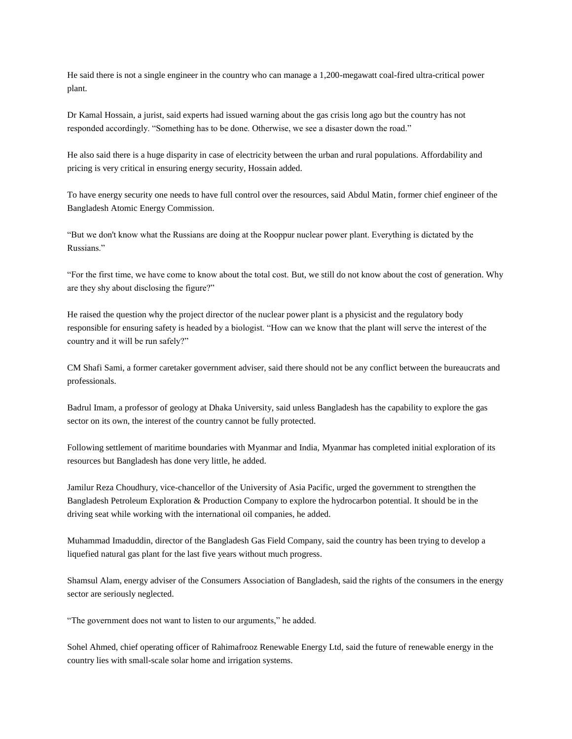He said there is not a single engineer in the country who can manage a 1,200-megawatt coal-fired ultra-critical power plant.

Dr Kamal Hossain, a jurist, said experts had issued warning about the gas crisis long ago but the country has not responded accordingly. “Something has to be done. Otherwise, we see a disaster down the road.”

He also said there is a huge disparity in case of electricity between the urban and rural populations. Affordability and pricing is very critical in ensuring energy security, Hossain added.

To have energy security one needs to have full control over the resources, said Abdul Matin, former chief engineer of the Bangladesh Atomic Energy Commission.

“But we don't know what the Russians are doing at the Rooppur nuclear power plant. Everything is dictated by the Russians.”

“For the first time, we have come to know about the total cost. But, we still do not know about the cost of generation. Why are they shy about disclosing the figure?”

He raised the question why the project director of the nuclear power plant is a physicist and the regulatory body responsible for ensuring safety is headed by a biologist. “How can we know that the plant will serve the interest of the country and it will be run safely?”

CM Shafi Sami, a former caretaker government adviser, said there should not be any conflict between the bureaucrats and professionals.

Badrul Imam, a professor of geology at Dhaka University, said unless Bangladesh has the capability to explore the gas sector on its own, the interest of the country cannot be fully protected.

Following settlement of maritime boundaries with Myanmar and India, Myanmar has completed initial exploration of its resources but Bangladesh has done very little, he added.

Jamilur Reza Choudhury, vice-chancellor of the University of Asia Pacific, urged the government to strengthen the Bangladesh Petroleum Exploration & Production Company to explore the hydrocarbon potential. It should be in the driving seat while working with the international oil companies, he added.

Muhammad Imaduddin, director of the Bangladesh Gas Field Company, said the country has been trying to develop a liquefied natural gas plant for the last five years without much progress.

Shamsul Alam, energy adviser of the Consumers Association of Bangladesh, said the rights of the consumers in the energy sector are seriously neglected.

“The government does not want to listen to our arguments,” he added.

Sohel Ahmed, chief operating officer of Rahimafrooz Renewable Energy Ltd, said the future of renewable energy in the country lies with small-scale solar home and irrigation systems.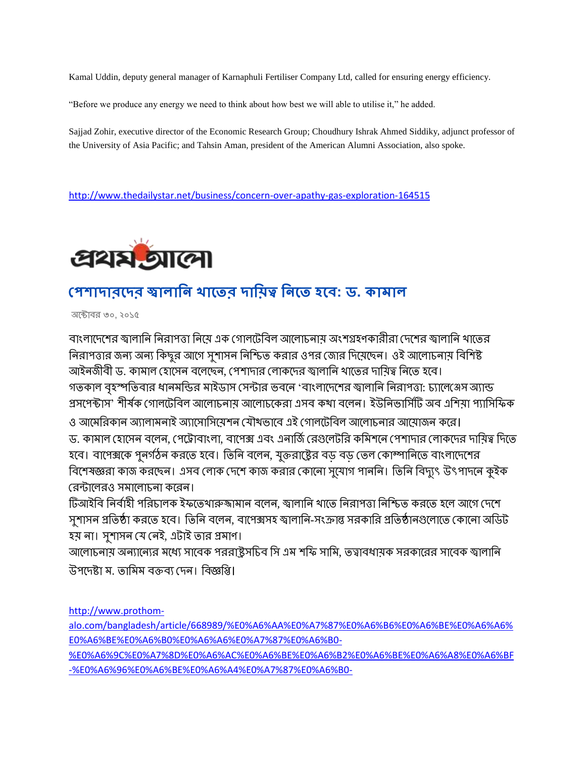Kamal Uddin, deputy general manager of Karnaphuli Fertiliser Company Ltd, called for ensuring energy efficiency.

"Before we produce any energy we need to think about how best we will able to utilise it," he added.

Sajjad Zohir, executive director of the Economic Research Group; Choudhury Ishrak Ahmed Siddiky, adjunct professor of the University of Asia Pacific; and Tahsin Aman, president of the American Alumni Association, also spoke.

http://www.thedailystar.net/business/concern-over-apathy-gas-exploration-164515

প্রথম আলো

## পেশাদারদের জ্বালানি খাতের দায়িত্ব নিতে হবে: ড. কামাল

অক্টোবর ৩০, ২০১৫

বাংলাদেশের জ্বালানি নিরাপত্তা নিয়ে এক গোলটেবিল আলোচনায় অংশগ্রহণকারীরা দেশের জ্বালানি খাতের নিরাপত্তার জন্য অন্য কিছুর আগে সুশাসন নিশ্চিত করার ওপর জোর দিয়েছেন। ওই আলোচনায় বিশিষ্ট আইনজীবী ড. কামাল হোসেন বলেছেন, পেশাদার লোকদের জ্বালানি খাতের দায়িত্ব নিতে হবে।
গতকাল বৃহস্পতিবার ধানমন্ডির মাইডাস সেন্টার ভবনে 'বাংলাদেশের জ্বালানি নিরাপত্তা: চ্যালেঞ্জেস অ্যান্ড প্রসপেক্টাস' শীর্ষক গোলটেবিল আলোচনায় আলোচকেরা এসব কথা বলেন। ইউনিভার্সিটি অব এশিয়া প্যাসিফিক ও আমেরিকান অ্যালামনাই অ্যাসোসিয়েশন যৌথভাবে এই গোলটেবিল আলোচনার আয়োজন করে।
ড. কামাল হোসেন বলেন, পেট্রোবাংলা, বাপেক্স এবং এনার্জি রেগুলেটরি কমিশনে পেশাদার লোকদের দায়িত্ব দিতে হবে। বাপেক্সকে পুনর্গঠন করতে হবে। তিনি বলেন, যুক্তরাষ্ট্রের বড় বড় তেল কোম্পানিতে বাংলাদেশের বিশেষজ্ঞরা কাজ করছেন। এসব লোক দেশে কাজ করার কোনো সুযোগ পাননি। তিনি বিদ্যুৎ উৎপাদনে কুইক রেন্টালেরও সমালোচনা করেন।
টিআইবি নির্বাহী পরিচালক ইফতেখারুজ্জামান বলেন, জ্বালানি খাতে নিরাপত্তা নিশ্চিত করতে হলে আগে দেশে সুশাসন প্রতিষ্ঠা করতে হবে। তিনি বলেন, বাপেক্সসহ জ্বালানি-সংক্রান্ত সরকারি প্রতিষ্ঠানগুলোতে কোনো অডিট হয় না। সুশাসন যে নেই, এটাই তার প্রমাণ।
আলোচনায় অন্যান্যের মধ্যে সাবেক পররাষ্ট্রসচিব সি এম শফি সামি, তত্বাবধায়ক সরকারের সাবেক জ্বালানি উপদেষ্টা ম. তামিম বক্তব্য দেন। বিজ্ঞপ্তি।

http://www.prothom-alo.com/bangladesh/article/668989/%E0%A6%AA%E0%A7%87%E0%A6%B6%E0%A6%BE%E0%A6%A6%E0%A6%BE%E0%A6%B0%E0%A6%A6%E0%A7%87%E0%A6%B0-%E0%A6%9C%E0%A7%8D%E0%A6%AC%E0%A6%BE%E0%A6%B2%E0%A6%BE%E0%A6%A8%E0%A6%BF-%E0%A6%96%E0%A6%BE%E0%A6%A4%E0%A7%87%E0%A6%B0-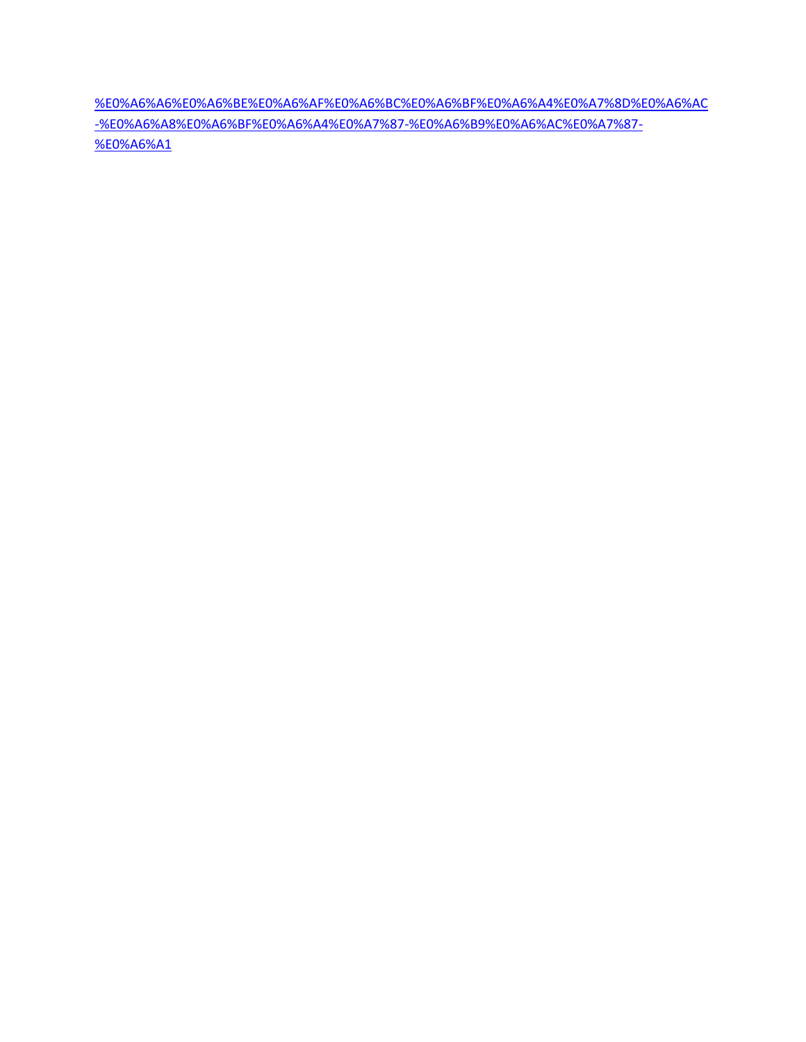%E0%A6%A6%E0%A6%BE%E0%A6%AF%E0%A6%BC%E0%A6%BF%E0%A6%A4%E0%A7%8D%E0%A6%AC
-%E0%A6%A8%E0%A6%BF%E0%A6%A4%E0%A7%87-%E0%A6%B9%E0%A6%AC%E0%A7%87-
%E0%A6%A1